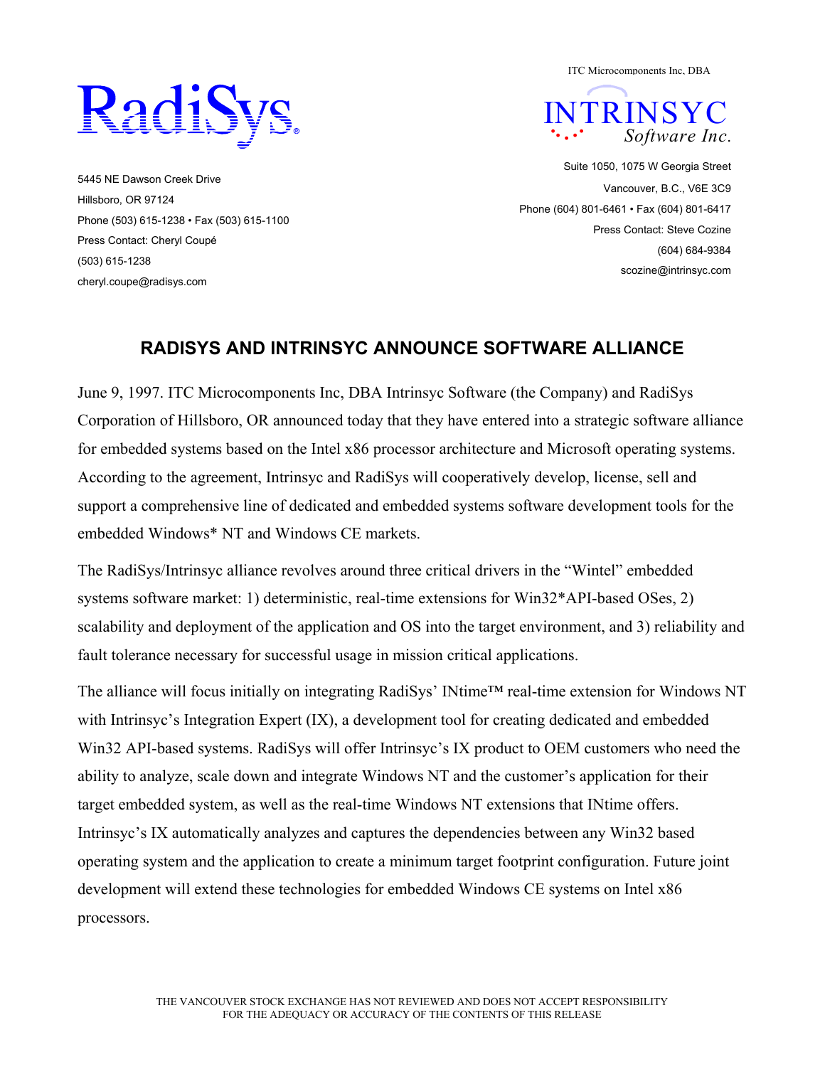RadiSys

5445 NE Dawson Creek Drive
Hillsboro, OR 97124
Phone (503) 615-1238 • Fax (503) 615-1100
Press Contact: Cheryl Coupé
(503) 615-1238
cheryl.coupe@radisys.com

ITC Microcomponents Inc, DBA

INTRINSYC Software Inc.

Suite 1050, 1075 W Georgia Street
Vancouver, B.C., V6E 3C9
Phone (604) 801-6461 • Fax (604) 801-6417
Press Contact: Steve Cozine
(604) 684-9384
scozine@intrinsyc.com

## RADISYS AND INTRINSYC ANNOUNCE SOFTWARE ALLIANCE

June 9, 1997. ITC Microcomponents Inc, DBA Intrinsyc Software (the Company) and RadiSys Corporation of Hillsboro, OR announced today that they have entered into a strategic software alliance for embedded systems based on the Intel x86 processor architecture and Microsoft operating systems. According to the agreement, Intrinsyc and RadiSys will cooperatively develop, license, sell and support a comprehensive line of dedicated and embedded systems software development tools for the embedded Windows* NT and Windows CE markets.

The RadiSys/Intrinsyc alliance revolves around three critical drivers in the “Wintel” embedded systems software market: 1) deterministic, real-time extensions for Win32*API-based OSes, 2) scalability and deployment of the application and OS into the target environment, and 3) reliability and fault tolerance necessary for successful usage in mission critical applications.

The alliance will focus initially on integrating RadiSys’ INtime™ real-time extension for Windows NT with Intrinsyc’s Integration Expert (IX), a development tool for creating dedicated and embedded Win32 API-based systems. RadiSys will offer Intrinsyc’s IX product to OEM customers who need the ability to analyze, scale down and integrate Windows NT and the customer’s application for their target embedded system, as well as the real-time Windows NT extensions that INtime offers. Intrinsyc’s IX automatically analyzes and captures the dependencies between any Win32 based operating system and the application to create a minimum target footprint configuration. Future joint development will extend these technologies for embedded Windows CE systems on Intel x86 processors.

THE VANCOUVER STOCK EXCHANGE HAS NOT REVIEWED AND DOES NOT ACCEPT RESPONSIBILITY FOR THE ADEQUACY OR ACCURACY OF THE CONTENTS OF THIS RELEASE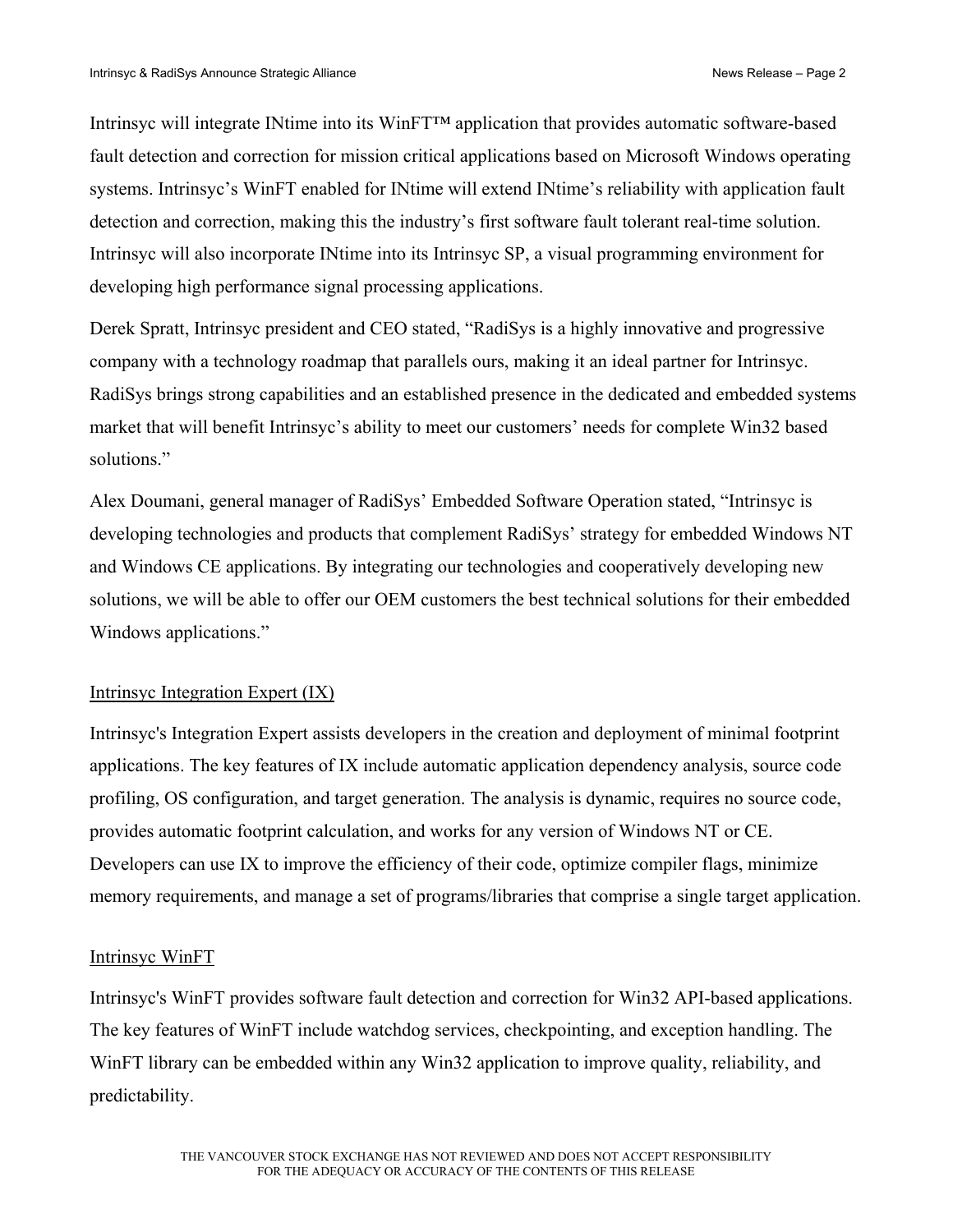Intrinsyc will integrate INtime into its WinFT™ application that provides automatic software-based fault detection and correction for mission critical applications based on Microsoft Windows operating systems. Intrinsyc's WinFT enabled for INtime will extend INtime's reliability with application fault detection and correction, making this the industry's first software fault tolerant real-time solution. Intrinsyc will also incorporate INtime into its Intrinsyc SP, a visual programming environment for developing high performance signal processing applications.

Derek Spratt, Intrinsyc president and CEO stated, "RadiSys is a highly innovative and progressive company with a technology roadmap that parallels ours, making it an ideal partner for Intrinsyc. RadiSys brings strong capabilities and an established presence in the dedicated and embedded systems market that will benefit Intrinsyc's ability to meet our customers' needs for complete Win32 based solutions."

Alex Doumani, general manager of RadiSys' Embedded Software Operation stated, "Intrinsyc is developing technologies and products that complement RadiSys' strategy for embedded Windows NT and Windows CE applications. By integrating our technologies and cooperatively developing new solutions, we will be able to offer our OEM customers the best technical solutions for their embedded Windows applications."

## Intrinsyc Integration Expert (IX)

Intrinsyc's Integration Expert assists developers in the creation and deployment of minimal footprint applications. The key features of IX include automatic application dependency analysis, source code profiling, OS configuration, and target generation. The analysis is dynamic, requires no source code, provides automatic footprint calculation, and works for any version of Windows NT or CE. Developers can use IX to improve the efficiency of their code, optimize compiler flags, minimize memory requirements, and manage a set of programs/libraries that comprise a single target application.

## Intrinsyc WinFT

Intrinsyc's WinFT provides software fault detection and correction for Win32 API-based applications. The key features of WinFT include watchdog services, checkpointing, and exception handling. The WinFT library can be embedded within any Win32 application to improve quality, reliability, and predictability.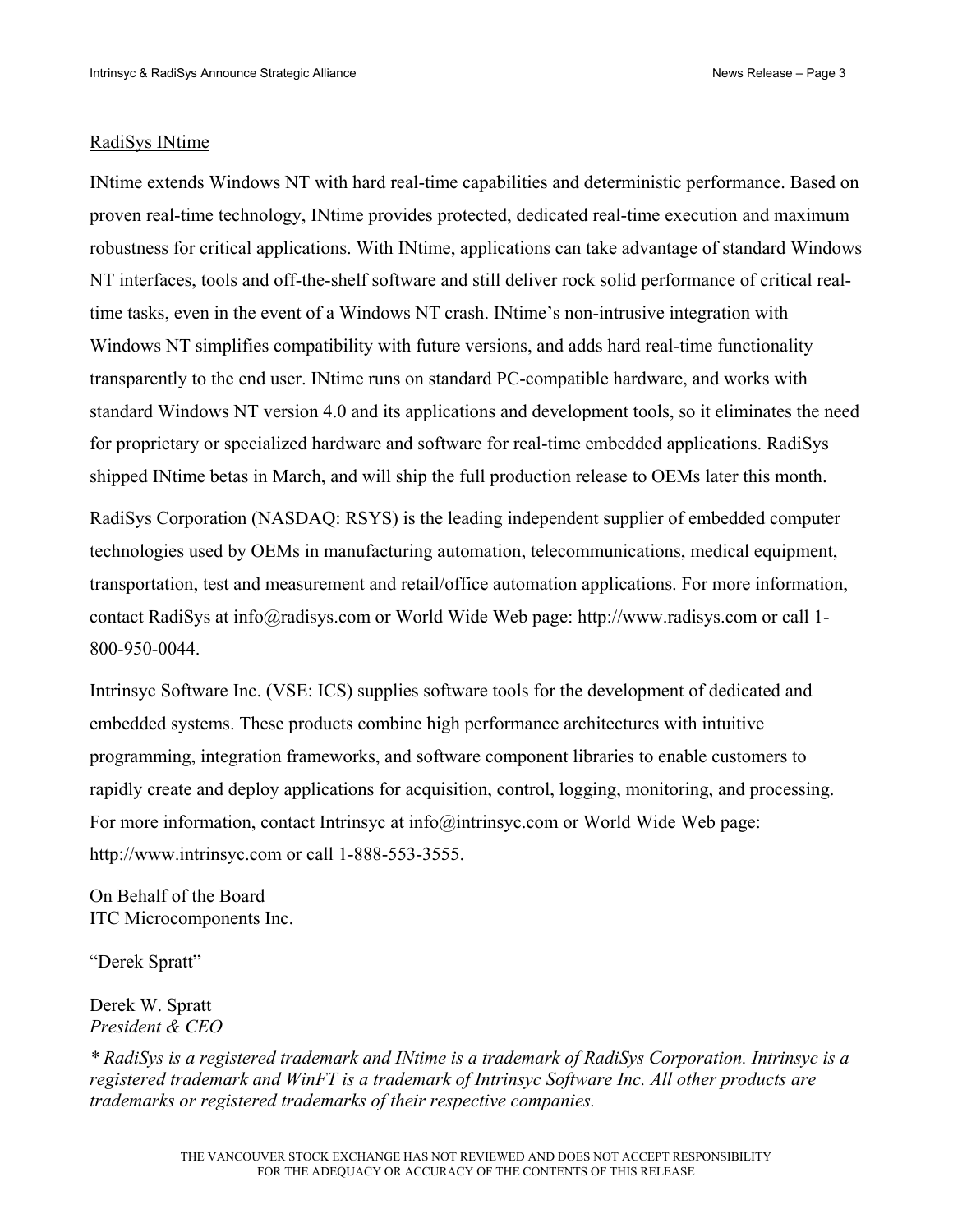RadiSys INtime

INtime extends Windows NT with hard real-time capabilities and deterministic performance. Based on proven real-time technology, INtime provides protected, dedicated real-time execution and maximum robustness for critical applications. With INtime, applications can take advantage of standard Windows NT interfaces, tools and off-the-shelf software and still deliver rock solid performance of critical real-time tasks, even in the event of a Windows NT crash. INtime's non-intrusive integration with Windows NT simplifies compatibility with future versions, and adds hard real-time functionality transparently to the end user. INtime runs on standard PC-compatible hardware, and works with standard Windows NT version 4.0 and its applications and development tools, so it eliminates the need for proprietary or specialized hardware and software for real-time embedded applications. RadiSys shipped INtime betas in March, and will ship the full production release to OEMs later this month.

RadiSys Corporation (NASDAQ: RSYS) is the leading independent supplier of embedded computer technologies used by OEMs in manufacturing automation, telecommunications, medical equipment, transportation, test and measurement and retail/office automation applications. For more information, contact RadiSys at info@radisys.com or World Wide Web page: http://www.radisys.com or call 1-800-950-0044.

Intrinsyc Software Inc. (VSE: ICS) supplies software tools for the development of dedicated and embedded systems. These products combine high performance architectures with intuitive programming, integration frameworks, and software component libraries to enable customers to rapidly create and deploy applications for acquisition, control, logging, monitoring, and processing. For more information, contact Intrinsyc at info@intrinsyc.com or World Wide Web page: http://www.intrinsyc.com or call 1-888-553-3555.

On Behalf of the Board
ITC Microcomponents Inc.

"Derek Spratt"

Derek W. Spratt
*President & CEO*

*\* RadiSys is a registered trademark and INtime is a trademark of RadiSys Corporation. Intrinsyc is a registered trademark and WinFT is a trademark of Intrinsyc Software Inc. All other products are trademarks or registered trademarks of their respective companies.*

THE VANCOUVER STOCK EXCHANGE HAS NOT REVIEWED AND DOES NOT ACCEPT RESPONSIBILITY FOR THE ADEQUACY OR ACCURACY OF THE CONTENTS OF THIS RELEASE